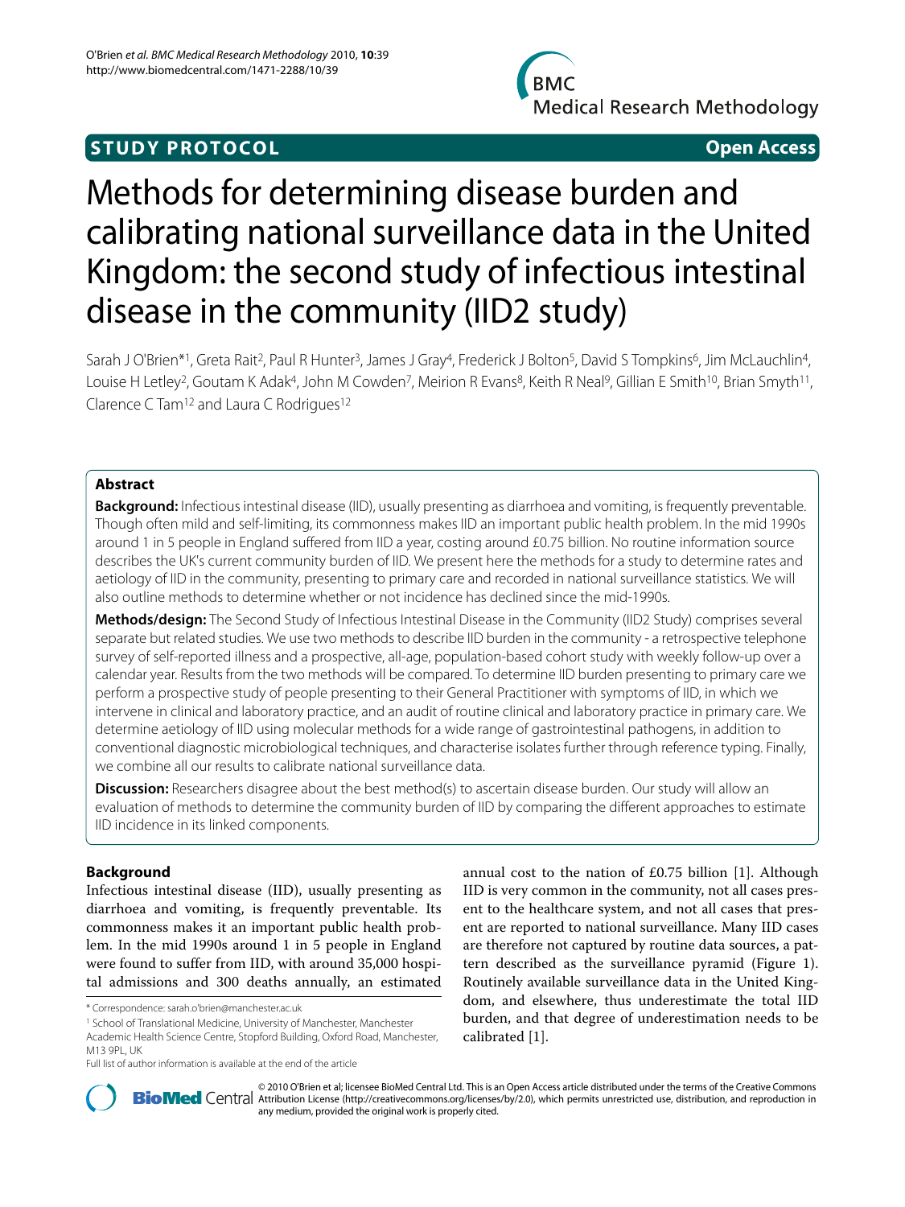**STUDY PROTOCOL** **Open Access**

# Methods for determining disease burden and calibrating national surveillance data in the United Kingdom: the second study of infectious intestinal disease in the community (IID2 study)

Sarah J O'Brien*[1], Greta Rait[2], Paul R Hunter[3], James J Gray[4], Frederick J Bolton[5], David S Tompkins[6], Jim McLauchlin[4], Louise H Letley[2], Goutam K Adak[4], John M Cowden[7], Meirion R Evans[8], Keith R Neal[9], Gillian E Smith[10], Brian Smyth[11], Clarence C Tam[12] and Laura C Rodrigues[12]

## Abstract

**Background:** Infectious intestinal disease (IID), usually presenting as diarrhoea and vomiting, is frequently preventable. Though often mild and self-limiting, its commonness makes IID an important public health problem. In the mid 1990s around 1 in 5 people in England suffered from IID a year, costing around £0.75 billion. No routine information source describes the UK's current community burden of IID. We present here the methods for a study to determine rates and aetiology of IID in the community, presenting to primary care and recorded in national surveillance statistics. We will also outline methods to determine whether or not incidence has declined since the mid-1990s.

**Methods/design:** The Second Study of Infectious Intestinal Disease in the Community (IID2 Study) comprises several separate but related studies. We use two methods to describe IID burden in the community - a retrospective telephone survey of self-reported illness and a prospective, all-age, population-based cohort study with weekly follow-up over a calendar year. Results from the two methods will be compared. To determine IID burden presenting to primary care we perform a prospective study of people presenting to their General Practitioner with symptoms of IID, in which we intervene in clinical and laboratory practice, and an audit of routine clinical and laboratory practice in primary care. We determine aetiology of IID using molecular methods for a wide range of gastrointestinal pathogens, in addition to conventional diagnostic microbiological techniques, and characterise isolates further through reference typing. Finally, we combine all our results to calibrate national surveillance data.

**Discussion:** Researchers disagree about the best method(s) to ascertain disease burden. Our study will allow an evaluation of methods to determine the community burden of IID by comparing the different approaches to estimate IID incidence in its linked components.

## Background

Infectious intestinal disease (IID), usually presenting as diarrhoea and vomiting, is frequently preventable. Its commonness makes it an important public health problem. In the mid 1990s around 1 in 5 people in England were found to suffer from IID, with around 35,000 hospital admissions and 300 deaths annually, an estimated annual cost to the nation of £0.75 billion [1]. Although IID is very common in the community, not all cases present to the healthcare system, and not all cases that present are reported to national surveillance. Many IID cases are therefore not captured by routine data sources, a pattern described as the surveillance pyramid (Figure 1). Routinely available surveillance data in the United Kingdom, and elsewhere, thus underestimate the total IID burden, and that degree of underestimation needs to be calibrated [1].

\* Correspondence: sarah.o'brien@manchester.ac.uk

[1] School of Translational Medicine, University of Manchester, Manchester Academic Health Science Centre, Stopford Building, Oxford Road, Manchester, M13 9PL, UK

Full list of author information is available at the end of the article

© 2010 O'Brien et al; licensee BioMed Central Ltd. This is an Open Access article distributed under the terms of the Creative Commons Attribution License (http://creativecommons.org/licenses/by/2.0), which permits unrestricted use, distribution, and reproduction in any medium, provided the original work is properly cited.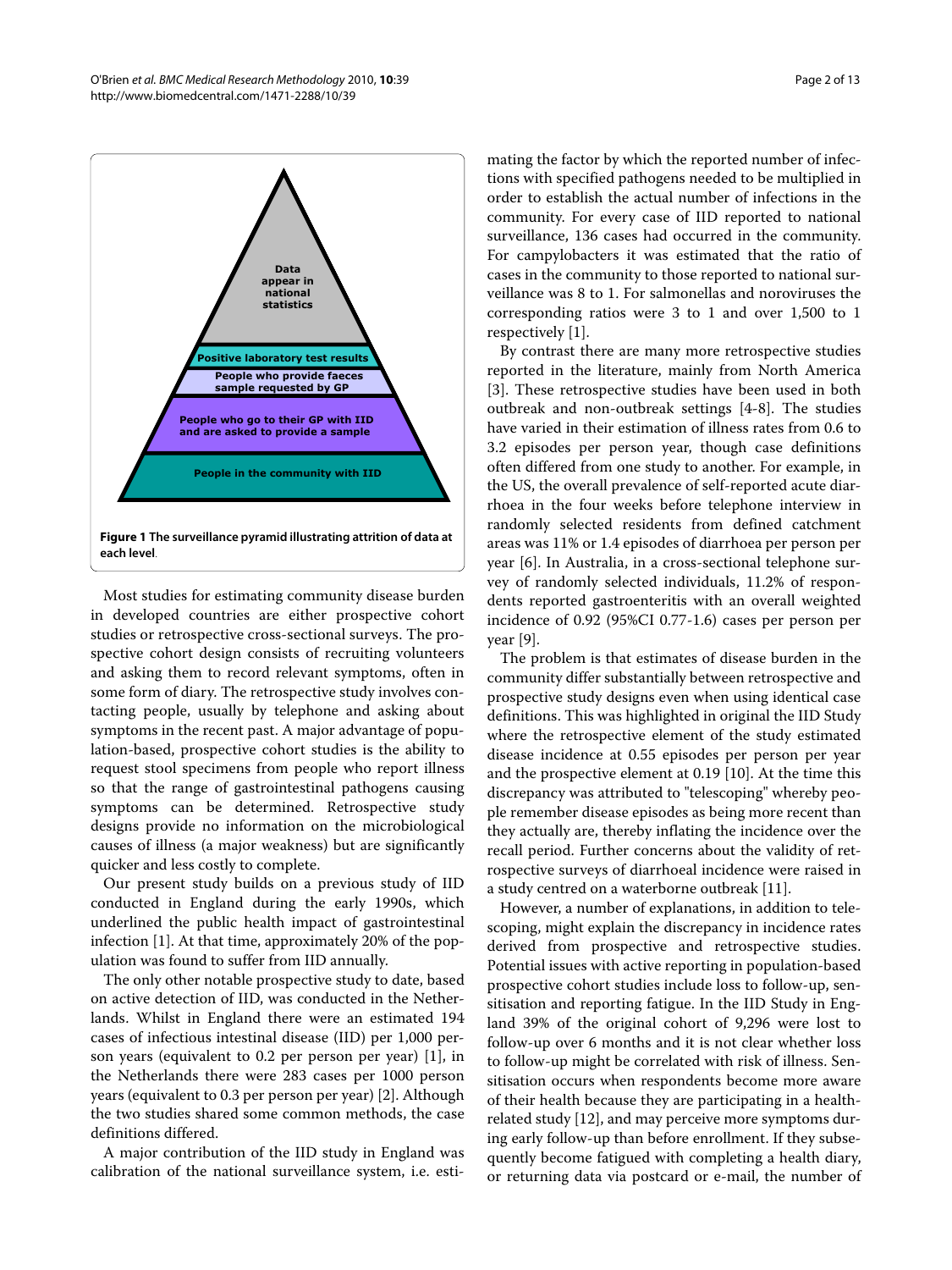Data appear in national statistics

Positive laboratory test results

People who provide faeces sample requested by GP

People who go to their GP with IID and are asked to provide a sample

People in the community with IID

**Figure 1 The surveillance pyramid illustrating attrition of data at each level**.

Most studies for estimating community disease burden in developed countries are either prospective cohort studies or retrospective cross-sectional surveys. The prospective cohort design consists of recruiting volunteers and asking them to record relevant symptoms, often in some form of diary. The retrospective study involves contacting people, usually by telephone and asking about symptoms in the recent past. A major advantage of population-based, prospective cohort studies is the ability to request stool specimens from people who report illness so that the range of gastrointestinal pathogens causing symptoms can be determined. Retrospective study designs provide no information on the microbiological causes of illness (a major weakness) but are significantly quicker and less costly to complete.

Our present study builds on a previous study of IID conducted in England during the early 1990s, which underlined the public health impact of gastrointestinal infection [1]. At that time, approximately 20% of the population was found to suffer from IID annually.

The only other notable prospective study to date, based on active detection of IID, was conducted in the Netherlands. Whilst in England there were an estimated 194 cases of infectious intestinal disease (IID) per 1,000 person years (equivalent to 0.2 per person per year) [1], in the Netherlands there were 283 cases per 1000 person years (equivalent to 0.3 per person per year) [2]. Although the two studies shared some common methods, the case definitions differed.

A major contribution of the IID study in England was calibration of the national surveillance system, i.e. estimating the factor by which the reported number of infections with specified pathogens needed to be multiplied in order to establish the actual number of infections in the community. For every case of IID reported to national surveillance, 136 cases had occurred in the community. For campylobacters it was estimated that the ratio of cases in the community to those reported to national surveillance was 8 to 1. For salmonellas and noroviruses the corresponding ratios were 3 to 1 and over 1,500 to 1 respectively [1].

By contrast there are many more retrospective studies reported in the literature, mainly from North America [3]. These retrospective studies have been used in both outbreak and non-outbreak settings [4-8]. The studies have varied in their estimation of illness rates from 0.6 to 3.2 episodes per person year, though case definitions often differed from one study to another. For example, in the US, the overall prevalence of self-reported acute diarrhoea in the four weeks before telephone interview in randomly selected residents from defined catchment areas was 11% or 1.4 episodes of diarrhoea per person per year [6]. In Australia, in a cross-sectional telephone survey of randomly selected individuals, 11.2% of respondents reported gastroenteritis with an overall weighted incidence of 0.92 (95%CI 0.77-1.6) cases per person per year [9].

The problem is that estimates of disease burden in the community differ substantially between retrospective and prospective study designs even when using identical case definitions. This was highlighted in original the IID Study where the retrospective element of the study estimated disease incidence at 0.55 episodes per person per year and the prospective element at 0.19 [10]. At the time this discrepancy was attributed to "telescoping" whereby people remember disease episodes as being more recent than they actually are, thereby inflating the incidence over the recall period. Further concerns about the validity of retrospective surveys of diarrhoeal incidence were raised in a study centred on a waterborne outbreak [11].

However, a number of explanations, in addition to telescoping, might explain the discrepancy in incidence rates derived from prospective and retrospective studies. Potential issues with active reporting in population-based prospective cohort studies include loss to follow-up, sensitisation and reporting fatigue. In the IID Study in England 39% of the original cohort of 9,296 were lost to follow-up over 6 months and it is not clear whether loss to follow-up might be correlated with risk of illness. Sensitisation occurs when respondents become more aware of their health because they are participating in a health-related study [12], and may perceive more symptoms during early follow-up than before enrollment. If they subsequently become fatigued with completing a health diary, or returning data via postcard or e-mail, the number of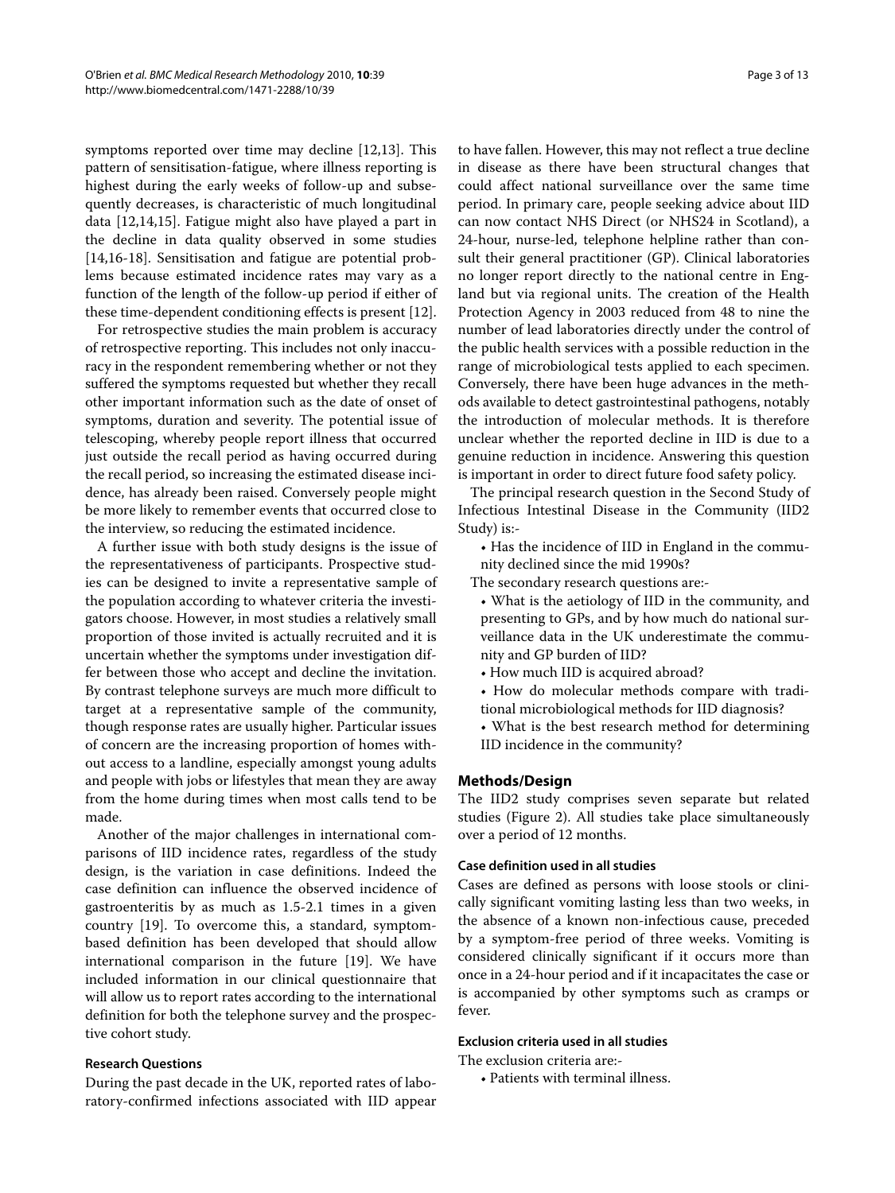symptoms reported over time may decline [12,13]. This pattern of sensitisation-fatigue, where illness reporting is highest during the early weeks of follow-up and subsequently decreases, is characteristic of much longitudinal data [12,14,15]. Fatigue might also have played a part in the decline in data quality observed in some studies [14,16-18]. Sensitisation and fatigue are potential problems because estimated incidence rates may vary as a function of the length of the follow-up period if either of these time-dependent conditioning effects is present [12].

For retrospective studies the main problem is accuracy of retrospective reporting. This includes not only inaccuracy in the respondent remembering whether or not they suffered the symptoms requested but whether they recall other important information such as the date of onset of symptoms, duration and severity. The potential issue of telescoping, whereby people report illness that occurred just outside the recall period as having occurred during the recall period, so increasing the estimated disease incidence, has already been raised. Conversely people might be more likely to remember events that occurred close to the interview, so reducing the estimated incidence.

A further issue with both study designs is the issue of the representativeness of participants. Prospective studies can be designed to invite a representative sample of the population according to whatever criteria the investigators choose. However, in most studies a relatively small proportion of those invited is actually recruited and it is uncertain whether the symptoms under investigation differ between those who accept and decline the invitation. By contrast telephone surveys are much more difficult to target at a representative sample of the community, though response rates are usually higher. Particular issues of concern are the increasing proportion of homes without access to a landline, especially amongst young adults and people with jobs or lifestyles that mean they are away from the home during times when most calls tend to be made.

Another of the major challenges in international comparisons of IID incidence rates, regardless of the study design, is the variation in case definitions. Indeed the case definition can influence the observed incidence of gastroenteritis by as much as 1.5-2.1 times in a given country [19]. To overcome this, a standard, symptom-based definition has been developed that should allow international comparison in the future [19]. We have included information in our clinical questionnaire that will allow us to report rates according to the international definition for both the telephone survey and the prospective cohort study.

### Research Questions

During the past decade in the UK, reported rates of laboratory-confirmed infections associated with IID appear to have fallen. However, this may not reflect a true decline in disease as there have been structural changes that could affect national surveillance over the same time period. In primary care, people seeking advice about IID can now contact NHS Direct (or NHS24 in Scotland), a 24-hour, nurse-led, telephone helpline rather than consult their general practitioner (GP). Clinical laboratories no longer report directly to the national centre in England but via regional units. The creation of the Health Protection Agency in 2003 reduced from 48 to nine the number of lead laboratories directly under the control of the public health services with a possible reduction in the range of microbiological tests applied to each specimen. Conversely, there have been huge advances in the methods available to detect gastrointestinal pathogens, notably the introduction of molecular methods. It is therefore unclear whether the reported decline in IID is due to a genuine reduction in incidence. Answering this question is important in order to direct future food safety policy.

The principal research question in the Second Study of Infectious Intestinal Disease in the Community (IID2 Study) is:-

- Has the incidence of IID in England in the community declined since the mid 1990s?

The secondary research questions are:-

- What is the aetiology of IID in the community, and presenting to GPs, and by how much do national surveillance data in the UK underestimate the community and GP burden of IID?
- How much IID is acquired abroad?
- How do molecular methods compare with traditional microbiological methods for IID diagnosis?
- What is the best research method for determining IID incidence in the community?

## Methods/Design

The IID2 study comprises seven separate but related studies (Figure 2). All studies take place simultaneously over a period of 12 months.

### Case definition used in all studies

Cases are defined as persons with loose stools or clinically significant vomiting lasting less than two weeks, in the absence of a known non-infectious cause, preceded by a symptom-free period of three weeks. Vomiting is considered clinically significant if it occurs more than once in a 24-hour period and if it incapacitates the case or is accompanied by other symptoms such as cramps or fever.

### Exclusion criteria used in all studies

The exclusion criteria are:-

- Patients with terminal illness.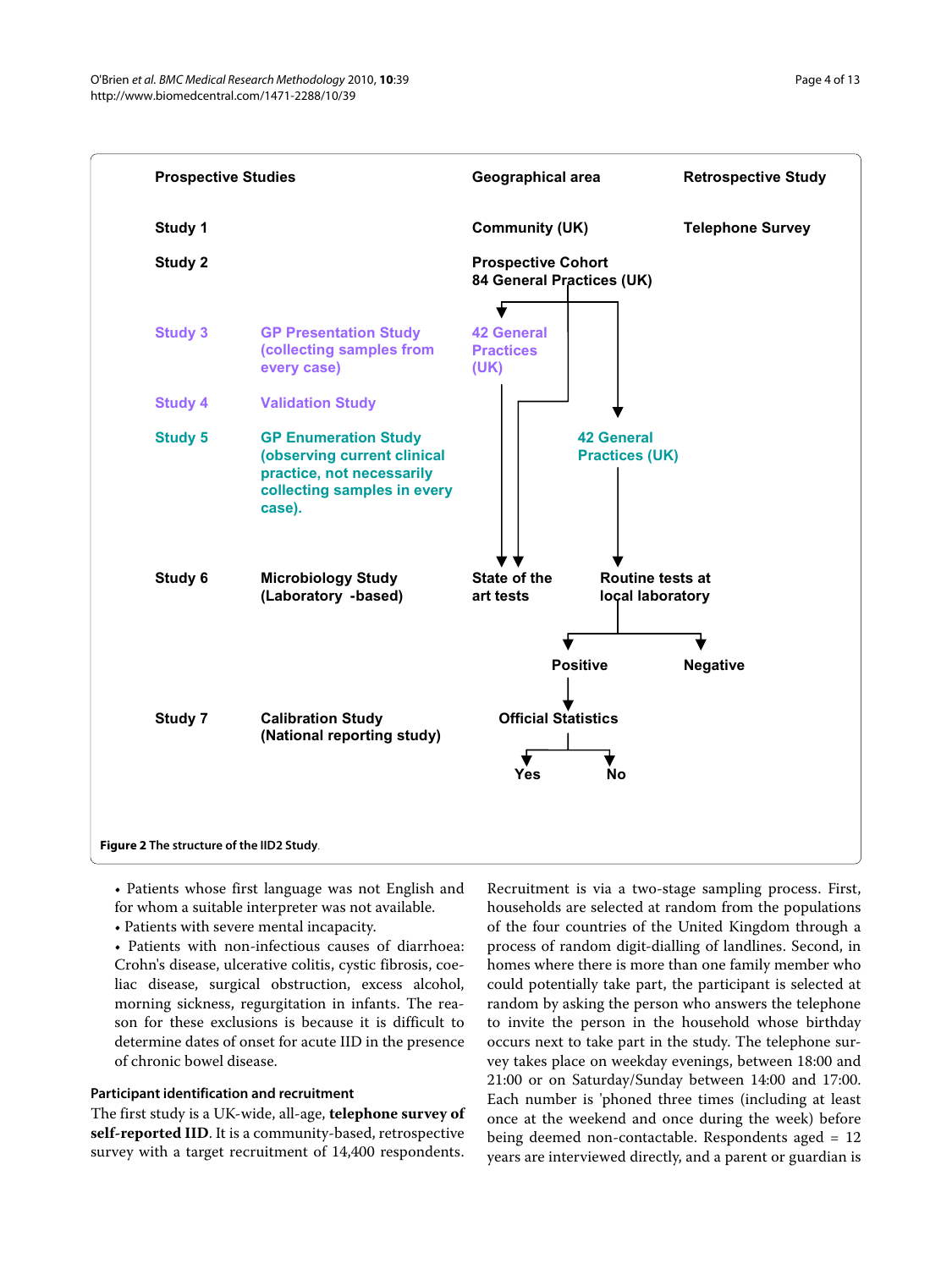| Prospective Studies | | Geographical area | | Retrospective Study |
|---|---|---|---|---|
| Study 1 | | Community (UK) | | Telephone Survey |
| Study 2 | | Prospective Cohort 84 General Practices (UK) | | |
| Study 3 | GP Presentation Study (collecting samples from every case) | 42 General Practices (UK) | | |
| Study 4 | Validation Study | | | |
| Study 5 | GP Enumeration Study (observing current clinical practice, not necessarily collecting samples in every case). | | 42 General Practices (UK) | |
| Study 6 | Microbiology Study (Laboratory -based) | State of the art tests | Routine tests at local laboratory | |
| | | | Positive | Negative |
| Study 7 | Calibration Study (National reporting study) | Official Statistics | | |
| | | Yes / No | | |

**Figure 2** The structure of the IID2 Study.

- Patients whose first language was not English and for whom a suitable interpreter was not available.
- Patients with severe mental incapacity.
- Patients with non-infectious causes of diarrhoea: Crohn's disease, ulcerative colitis, cystic fibrosis, coeliac disease, surgical obstruction, excess alcohol, morning sickness, regurgitation in infants. The reason for these exclusions is because it is difficult to determine dates of onset for acute IID in the presence of chronic bowel disease.

### Participant identification and recruitment

The first study is a UK-wide, all-age, **telephone survey of self-reported IID**. It is a community-based, retrospective survey with a target recruitment of 14,400 respondents. Recruitment is via a two-stage sampling process. First, households are selected at random from the populations of the four countries of the United Kingdom through a process of random digit-dialling of landlines. Second, in homes where there is more than one family member who could potentially take part, the participant is selected at random by asking the person who answers the telephone to invite the person in the household whose birthday occurs next to take part in the study. The telephone survey takes place on weekday evenings, between 18:00 and 21:00 or on Saturday/Sunday between 14:00 and 17:00. Each number is 'phoned three times (including at least once at the weekend and once during the week) before being deemed non-contactable. Respondents aged = 12 years are interviewed directly, and a parent or guardian is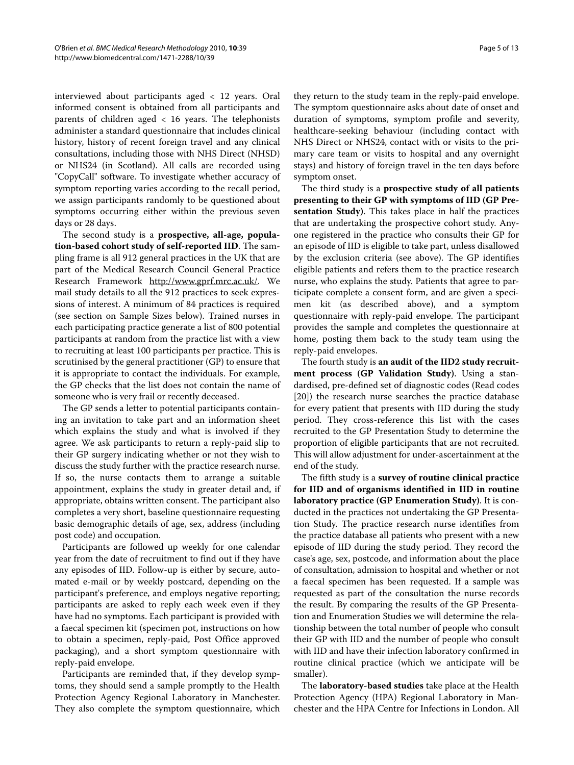interviewed about participants aged < 12 years. Oral informed consent is obtained from all participants and parents of children aged < 16 years. The telephonists administer a standard questionnaire that includes clinical history, history of recent foreign travel and any clinical consultations, including those with NHS Direct (NHSD) or NHS24 (in Scotland). All calls are recorded using "CopyCall" software. To investigate whether accuracy of symptom reporting varies according to the recall period, we assign participants randomly to be questioned about symptoms occurring either within the previous seven days or 28 days.

The second study is a **prospective, all-age, population-based cohort study of self-reported IID**. The sampling frame is all 912 general practices in the UK that are part of the Medical Research Council General Practice Research Framework http://www.gprf.mrc.ac.uk/. We mail study details to all the 912 practices to seek expressions of interest. A minimum of 84 practices is required (see section on Sample Sizes below). Trained nurses in each participating practice generate a list of 800 potential participants at random from the practice list with a view to recruiting at least 100 participants per practice. This is scrutinised by the general practitioner (GP) to ensure that it is appropriate to contact the individuals. For example, the GP checks that the list does not contain the name of someone who is very frail or recently deceased.

The GP sends a letter to potential participants containing an invitation to take part and an information sheet which explains the study and what is involved if they agree. We ask participants to return a reply-paid slip to their GP surgery indicating whether or not they wish to discuss the study further with the practice research nurse. If so, the nurse contacts them to arrange a suitable appointment, explains the study in greater detail and, if appropriate, obtains written consent. The participant also completes a very short, baseline questionnaire requesting basic demographic details of age, sex, address (including post code) and occupation.

Participants are followed up weekly for one calendar year from the date of recruitment to find out if they have any episodes of IID. Follow-up is either by secure, automated e-mail or by weekly postcard, depending on the participant's preference, and employs negative reporting; participants are asked to reply each week even if they have had no symptoms. Each participant is provided with a faecal specimen kit (specimen pot, instructions on how to obtain a specimen, reply-paid, Post Office approved packaging), and a short symptom questionnaire with reply-paid envelope.

Participants are reminded that, if they develop symptoms, they should send a sample promptly to the Health Protection Agency Regional Laboratory in Manchester. They also complete the symptom questionnaire, which they return to the study team in the reply-paid envelope. The symptom questionnaire asks about date of onset and duration of symptoms, symptom profile and severity, healthcare-seeking behaviour (including contact with NHS Direct or NHS24, contact with or visits to the primary care team or visits to hospital and any overnight stays) and history of foreign travel in the ten days before symptom onset.

The third study is a **prospective study of all patients presenting to their GP with symptoms of IID (GP Presentation Study)**. This takes place in half the practices that are undertaking the prospective cohort study. Anyone registered in the practice who consults their GP for an episode of IID is eligible to take part, unless disallowed by the exclusion criteria (see above). The GP identifies eligible patients and refers them to the practice research nurse, who explains the study. Patients that agree to participate complete a consent form, and are given a specimen kit (as described above), and a symptom questionnaire with reply-paid envelope. The participant provides the sample and completes the questionnaire at home, posting them back to the study team using the reply-paid envelopes.

The fourth study is **an audit of the IID2 study recruitment process (GP Validation Study)**. Using a standardised, pre-defined set of diagnostic codes (Read codes [20]) the research nurse searches the practice database for every patient that presents with IID during the study period. They cross-reference this list with the cases recruited to the GP Presentation Study to determine the proportion of eligible participants that are not recruited. This will allow adjustment for under-ascertainment at the end of the study.

The fifth study is a **survey of routine clinical practice for IID and of organisms identified in IID in routine laboratory practice (GP Enumeration Study)**. It is conducted in the practices not undertaking the GP Presentation Study. The practice research nurse identifies from the practice database all patients who present with a new episode of IID during the study period. They record the case's age, sex, postcode, and information about the place of consultation, admission to hospital and whether or not a faecal specimen has been requested. If a sample was requested as part of the consultation the nurse records the result. By comparing the results of the GP Presentation and Enumeration Studies we will determine the relationship between the total number of people who consult their GP with IID and the number of people who consult with IID and have their infection laboratory confirmed in routine clinical practice (which we anticipate will be smaller).

The **laboratory-based studies** take place at the Health Protection Agency (HPA) Regional Laboratory in Manchester and the HPA Centre for Infections in London. All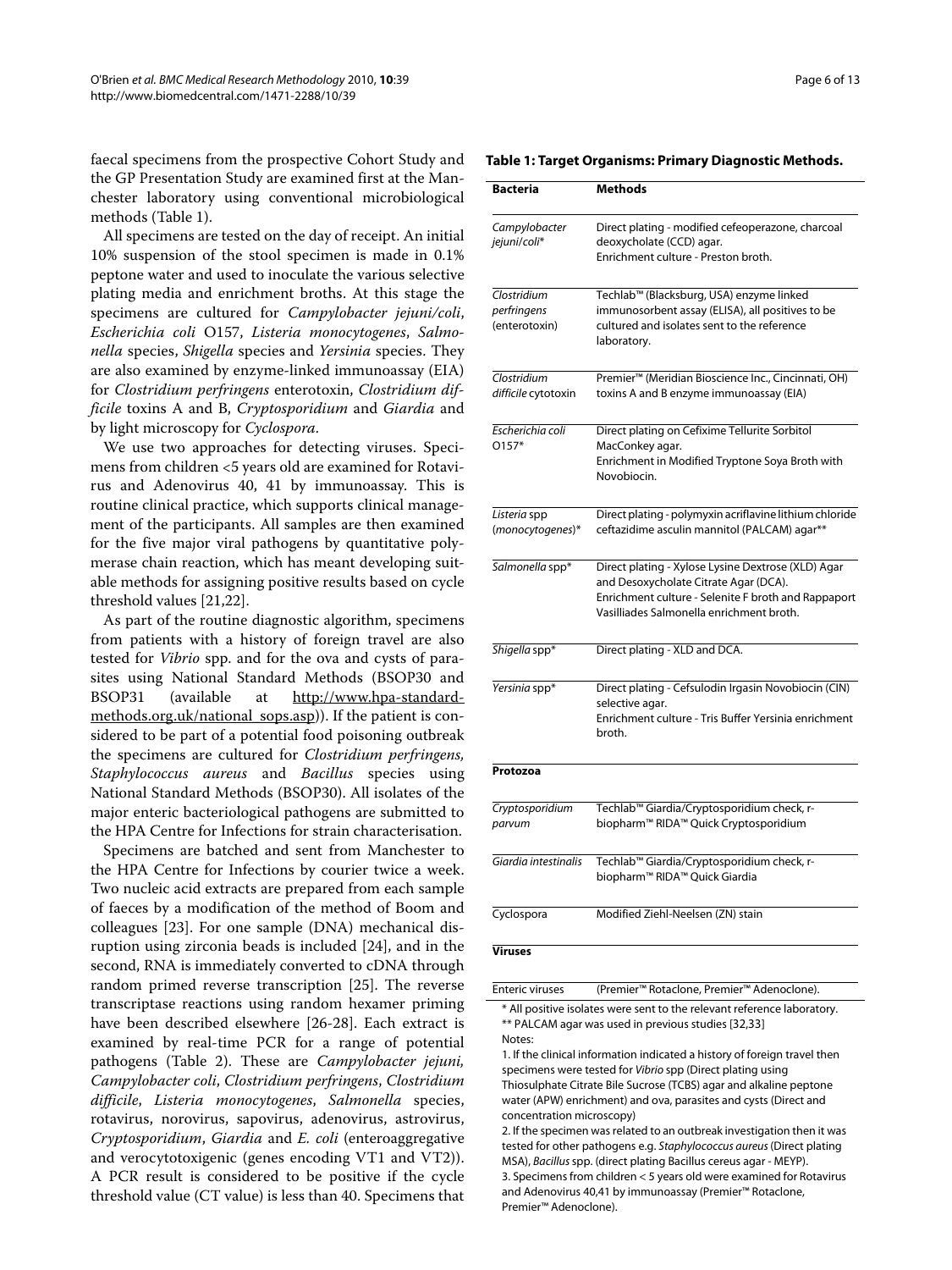faecal specimens from the prospective Cohort Study and the GP Presentation Study are examined first at the Manchester laboratory using conventional microbiological methods (Table 1).

All specimens are tested on the day of receipt. An initial 10% suspension of the stool specimen is made in 0.1% peptone water and used to inoculate the various selective plating media and enrichment broths. At this stage the specimens are cultured for *Campylobacter jejuni/coli*, *Escherichia coli* O157, *Listeria monocytogenes*, *Salmonella* species, *Shigella* species and *Yersinia* species. They are also examined by enzyme-linked immunoassay (EIA) for *Clostridium perfringens* enterotoxin, *Clostridium difficile* toxins A and B, *Cryptosporidium* and *Giardia* and by light microscopy for *Cyclospora*.

We use two approaches for detecting viruses. Specimens from children <5 years old are examined for Rotavirus and Adenovirus 40, 41 by immunoassay. This is routine clinical practice, which supports clinical management of the participants. All samples are then examined for the five major viral pathogens by quantitative polymerase chain reaction, which has meant developing suitable methods for assigning positive results based on cycle threshold values [21,22].

As part of the routine diagnostic algorithm, specimens from patients with a history of foreign travel are also tested for *Vibrio* spp. and for the ova and cysts of parasites using National Standard Methods (BSOP30 and BSOP31 (available at http://www.hpa-standard-methods.org.uk/national_sops.asp)). If the patient is considered to be part of a potential food poisoning outbreak the specimens are cultured for *Clostridium perfringens, Staphylococcus aureus* and *Bacillus* species using National Standard Methods (BSOP30). All isolates of the major enteric bacteriological pathogens are submitted to the HPA Centre for Infections for strain characterisation.

Specimens are batched and sent from Manchester to the HPA Centre for Infections by courier twice a week. Two nucleic acid extracts are prepared from each sample of faeces by a modification of the method of Boom and colleagues [23]. For one sample (DNA) mechanical disruption using zirconia beads is included [24], and in the second, RNA is immediately converted to cDNA through random primed reverse transcription [25]. The reverse transcriptase reactions using random hexamer priming have been described elsewhere [26-28]. Each extract is examined by real-time PCR for a range of potential pathogens (Table 2). These are *Campylobacter jejuni, Campylobacter coli*, *Clostridium perfringens*, *Clostridium difficile*, *Listeria monocytogenes*, *Salmonella* species, rotavirus, norovirus, sapovirus, adenovirus, astrovirus, *Cryptosporidium*, *Giardia* and *E. coli* (enteroaggregative and verocytotoxigenic (genes encoding VT1 and VT2)). A PCR result is considered to be positive if the cycle threshold value (CT value) is less than 40. Specimens that

**Table 1: Target Organisms: Primary Diagnostic Methods.**

| Bacteria | Methods |
|---|---|
| *Campylobacter jejuni/coli*\* | Direct plating - modified cefeoperazone, charcoal deoxycholate (CCD) agar. Enrichment culture - Preston broth. |
| *Clostridium perfringens* (enterotoxin) | Techlab™ (Blacksburg, USA) enzyme linked immunosorbent assay (ELISA), all positives to be cultured and isolates sent to the reference laboratory. |
| *Clostridium difficile* cytotoxin | Premier™ (Meridian Bioscience Inc., Cincinnati, OH) toxins A and B enzyme immunoassay (EIA) |
| *Escherichia coli* O157\* | Direct plating on Cefixime Tellurite Sorbitol MacConkey agar. Enrichment in Modified Tryptone Soya Broth with Novobiocin. |
| *Listeria* spp (*monocytogenes*)\* | Direct plating - polymyxin acriflavine lithium chloride ceftazidime asculin mannitol (PALCAM) agar\*\* |
| *Salmonella* spp\* | Direct plating - Xylose Lysine Dextrose (XLD) Agar and Desoxycholate Citrate Agar (DCA). Enrichment culture - Selenite F broth and Rappaport Vasilliades Salmonella enrichment broth. |
| *Shigella* spp\* | Direct plating - XLD and DCA. |
| *Yersinia* spp\* | Direct plating - Cefsulodin Irgasin Novobiocin (CIN) selective agar. Enrichment culture - Tris Buffer Yersinia enrichment broth. |
| **Protozoa** | |
| *Cryptosporidium parvum* | Techlab™ Giardia/Cryptosporidium check, r-biopharm™ RIDA™ Quick Cryptosporidium |
| *Giardia intestinalis* | Techlab™ Giardia/Cryptosporidium check, r-biopharm™ RIDA™ Quick Giardia |
| Cyclospora | Modified Ziehl-Neelsen (ZN) stain |
| **Viruses** | |
| Enteric viruses | (Premier™ Rotaclone, Premier™ Adenoclone). |

\* All positive isolates were sent to the relevant reference laboratory.
\*\* PALCAM agar was used in previous studies [32,33]

Notes:

1. If the clinical information indicated a history of foreign travel then specimens were tested for *Vibrio* spp (Direct plating using Thiosulphate Citrate Bile Sucrose (TCBS) agar and alkaline peptone water (APW) enrichment) and ova, parasites and cysts (Direct and concentration microscopy)
2. If the specimen was related to an outbreak investigation then it was tested for other pathogens e.g. *Staphylococcus aureus* (Direct plating MSA), *Bacillus* spp. (direct plating Bacillus cereus agar - MEYP).
3. Specimens from children < 5 years old were examined for Rotavirus and Adenovirus 40,41 by immunoassay (Premier™ Rotaclone, Premier™ Adenoclone).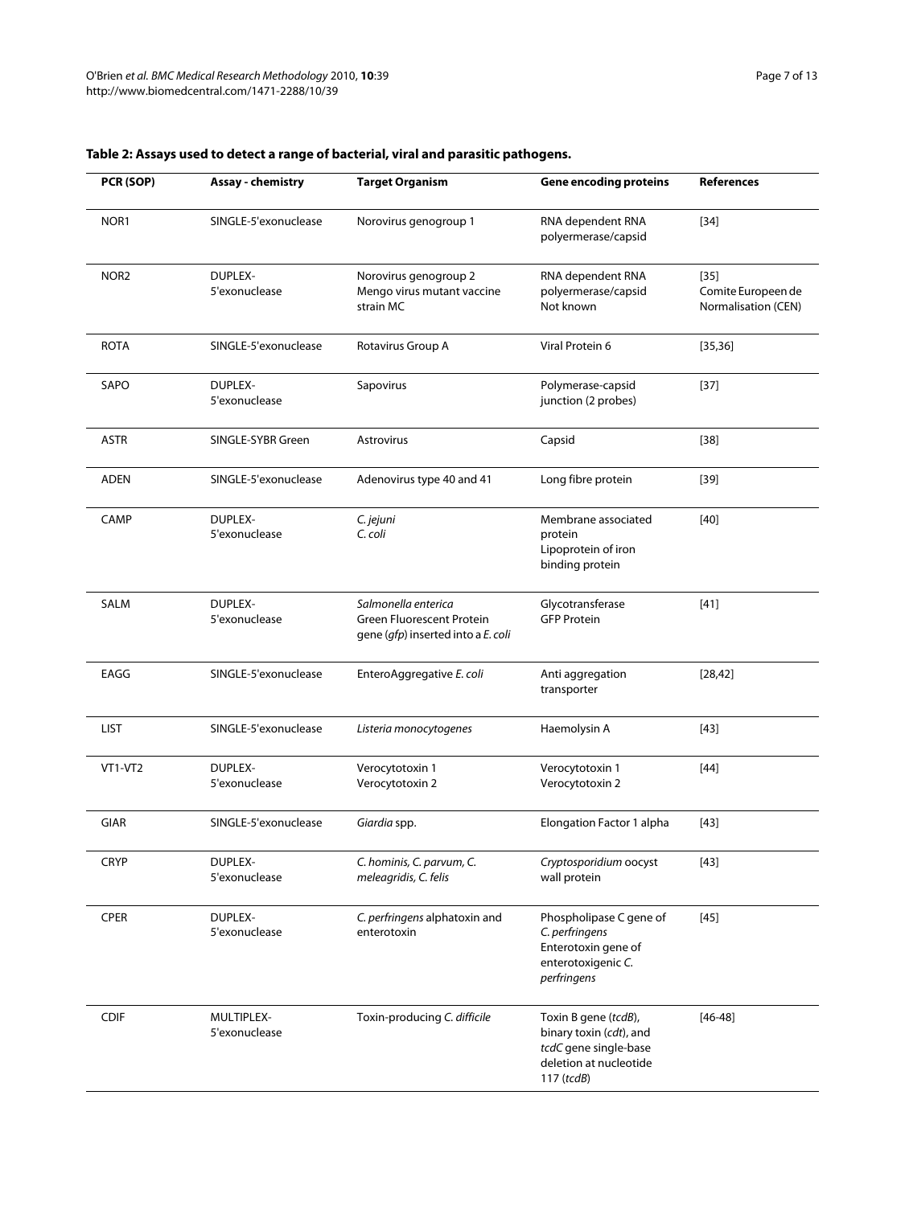**Table 2: Assays used to detect a range of bacterial, viral and parasitic pathogens.**

| PCR (SOP) | Assay - chemistry | Target Organism | Gene encoding proteins | References |
|---|---|---|---|---|
| NOR1 | SINGLE-5'exonuclease | Norovirus genogroup 1 | RNA dependent RNA polyermerase/capsid | [34] |
| NOR2 | DUPLEX-5'exonuclease | Norovirus genogroup 2<br>Mengo virus mutant vaccine strain MC | RNA dependent RNA polyermerase/capsid<br>Not known | [35]<br>Comite Europeen de Normalisation (CEN) |
| ROTA | SINGLE-5'exonuclease | Rotavirus Group A | Viral Protein 6 | [35,36] |
| SAPO | DUPLEX-5'exonuclease | Sapovirus | Polymerase-capsid junction (2 probes) | [37] |
| ASTR | SINGLE-SYBR Green | Astrovirus | Capsid | [38] |
| ADEN | SINGLE-5'exonuclease | Adenovirus type 40 and 41 | Long fibre protein | [39] |
| CAMP | DUPLEX-5'exonuclease | *C. jejuni*<br>*C. coli* | Membrane associated protein<br>Lipoprotein of iron binding protein | [40] |
| SALM | DUPLEX-5'exonuclease | *Salmonella enterica*<br>Green Fluorescent Protein gene (*gfp*) inserted into a *E. coli* | Glycotransferase<br>GFP Protein | [41] |
| EAGG | SINGLE-5'exonuclease | EnteroAggregative *E. coli* | Anti aggregation transporter | [28,42] |
| LIST | SINGLE-5'exonuclease | *Listeria monocytogenes* | Haemolysin A | [43] |
| VT1-VT2 | DUPLEX-5'exonuclease | Verocytotoxin 1<br>Verocytotoxin 2 | Verocytotoxin 1<br>Verocytotoxin 2 | [44] |
| GIAR | SINGLE-5'exonuclease | *Giardia* spp. | Elongation Factor 1 alpha | [43] |
| CRYP | DUPLEX-5'exonuclease | *C. hominis, C. parvum, C. meleagridis, C. felis* | *Cryptosporidium* oocyst wall protein | [43] |
| CPER | DUPLEX-5'exonuclease | *C. perfringens* alphatoxin and enterotoxin | Phospholipase C gene of *C. perfringens*<br>Enterotoxin gene of enterotoxigenic *C. perfringens* | [45] |
| CDIF | MULTIPLEX-5'exonuclease | Toxin-producing *C. difficile* | Toxin B gene (*tcdB*), binary toxin (*cdt*), and *tcdC* gene single-base deletion at nucleotide 117 (*tcdB*) | [46-48] |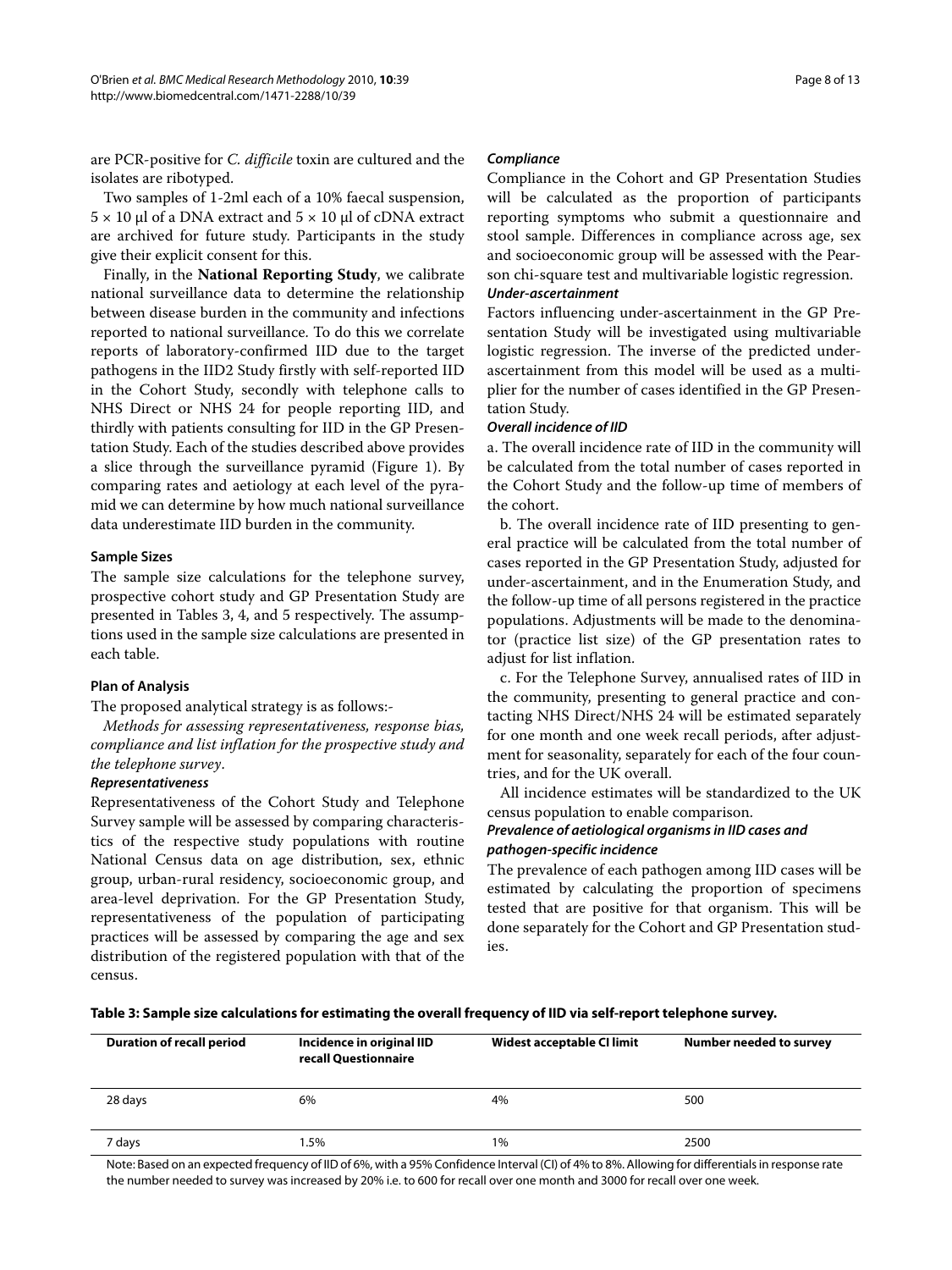are PCR-positive for *C. difficile* toxin are cultured and the isolates are ribotyped.

Two samples of 1-2ml each of a 10% faecal suspension, $5 \times 10$ μl of a DNA extract and $5 \times 10$ μl of cDNA extract are archived for future study. Participants in the study give their explicit consent for this.

Finally, in the **National Reporting Study**, we calibrate national surveillance data to determine the relationship between disease burden in the community and infections reported to national surveillance. To do this we correlate reports of laboratory-confirmed IID due to the target pathogens in the IID2 Study firstly with self-reported IID in the Cohort Study, secondly with telephone calls to NHS Direct or NHS 24 for people reporting IID, and thirdly with patients consulting for IID in the GP Presentation Study. Each of the studies described above provides a slice through the surveillance pyramid (Figure 1). By comparing rates and aetiology at each level of the pyramid we can determine by how much national surveillance data underestimate IID burden in the community.

### Sample Sizes

The sample size calculations for the telephone survey, prospective cohort study and GP Presentation Study are presented in Tables 3, 4, and 5 respectively. The assumptions used in the sample size calculations are presented in each table.

### Plan of Analysis

The proposed analytical strategy is as follows:-

*Methods for assessing representativeness, response bias, compliance and list inflation for the prospective study and the telephone survey*.

#### *Representativeness*

Representativeness of the Cohort Study and Telephone Survey sample will be assessed by comparing characteristics of the respective study populations with routine National Census data on age distribution, sex, ethnic group, urban-rural residency, socioeconomic group, and area-level deprivation. For the GP Presentation Study, representativeness of the population of participating practices will be assessed by comparing the age and sex distribution of the registered population with that of the census.

#### *Compliance*

Compliance in the Cohort and GP Presentation Studies will be calculated as the proportion of participants reporting symptoms who submit a questionnaire and stool sample. Differences in compliance across age, sex and socioeconomic group will be assessed with the Pearson chi-square test and multivariable logistic regression.

#### *Under-ascertainment*

Factors influencing under-ascertainment in the GP Presentation Study will be investigated using multivariable logistic regression. The inverse of the predicted under-ascertainment from this model will be used as a multiplier for the number of cases identified in the GP Presentation Study.

#### *Overall incidence of IID*

a. The overall incidence rate of IID in the community will be calculated from the total number of cases reported in the Cohort Study and the follow-up time of members of the cohort.

b. The overall incidence rate of IID presenting to general practice will be calculated from the total number of cases reported in the GP Presentation Study, adjusted for under-ascertainment, and in the Enumeration Study, and the follow-up time of all persons registered in the practice populations. Adjustments will be made to the denominator (practice list size) of the GP presentation rates to adjust for list inflation.

c. For the Telephone Survey, annualised rates of IID in the community, presenting to general practice and contacting NHS Direct/NHS 24 will be estimated separately for one month and one week recall periods, after adjustment for seasonality, separately for each of the four countries, and for the UK overall.

All incidence estimates will be standardized to the UK census population to enable comparison.

#### *Prevalence of aetiological organisms in IID cases and pathogen-specific incidence*

The prevalence of each pathogen among IID cases will be estimated by calculating the proportion of specimens tested that are positive for that organism. This will be done separately for the Cohort and GP Presentation studies.

**Table 3: Sample size calculations for estimating the overall frequency of IID via self-report telephone survey.**

| Duration of recall period | Incidence in original IID recall Questionnaire | Widest acceptable CI limit | Number needed to survey |
|---|---|---|---|
| 28 days | 6% | 4% | 500 |
| 7 days | 1.5% | 1% | 2500 |

Note: Based on an expected frequency of IID of 6%, with a 95% Confidence Interval (CI) of 4% to 8%. Allowing for differentials in response rate the number needed to survey was increased by 20% i.e. to 600 for recall over one month and 3000 for recall over one week.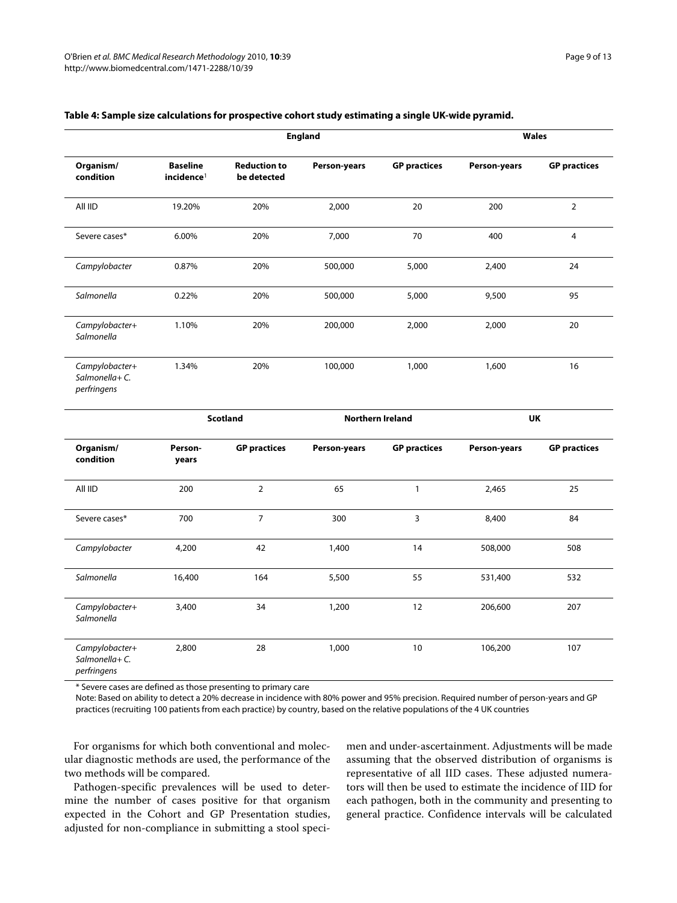**Table 4: Sample size calculations for prospective cohort study estimating a single UK-wide pyramid.**

| | | | England | | Wales | |
|---|---|---|---|---|---|---|
| Organism/ condition | Baseline incidence[1] | Reduction to be detected | Person-years | GP practices | Person-years | GP practices |
| All IID | 19.20% | 20% | 2,000 | 20 | 200 | 2 |
| Severe cases* | 6.00% | 20% | 7,000 | 70 | 400 | 4 |
| *Campylobacter* | 0.87% | 20% | 500,000 | 5,000 | 2,400 | 24 |
| *Salmonella* | 0.22% | 20% | 500,000 | 5,000 | 9,500 | 95 |
| *Campylobacter+ Salmonella* | 1.10% | 20% | 200,000 | 2,000 | 2,000 | 20 |
| *Campylobacter+ Salmonella+ C. perfringens* | 1.34% | 20% | 100,000 | 1,000 | 1,600 | 16 |

| | Scotland | | Northern Ireland | | UK | |
|---|---|---|---|---|---|---|
| Organism/ condition | Person-years | GP practices | Person-years | GP practices | Person-years | GP practices |
| All IID | 200 | 2 | 65 | 1 | 2,465 | 25 |
| Severe cases* | 700 | 7 | 300 | 3 | 8,400 | 84 |
| *Campylobacter* | 4,200 | 42 | 1,400 | 14 | 508,000 | 508 |
| *Salmonella* | 16,400 | 164 | 5,500 | 55 | 531,400 | 532 |
| *Campylobacter+ Salmonella* | 3,400 | 34 | 1,200 | 12 | 206,600 | 207 |
| *Campylobacter+ Salmonella+ C. perfringens* | 2,800 | 28 | 1,000 | 10 | 106,200 | 107 |

* Severe cases are defined as those presenting to primary care

Note: Based on ability to detect a 20% decrease in incidence with 80% power and 95% precision. Required number of person-years and GP practices (recruiting 100 patients from each practice) by country, based on the relative populations of the 4 UK countries

For organisms for which both conventional and molecular diagnostic methods are used, the performance of the two methods will be compared.

Pathogen-specific prevalences will be used to determine the number of cases positive for that organism expected in the Cohort and GP Presentation studies, adjusted for non-compliance in submitting a stool specimen and under-ascertainment. Adjustments will be made assuming that the observed distribution of organisms is representative of all IID cases. These adjusted numerators will then be used to estimate the incidence of IID for each pathogen, both in the community and presenting to general practice. Confidence intervals will be calculated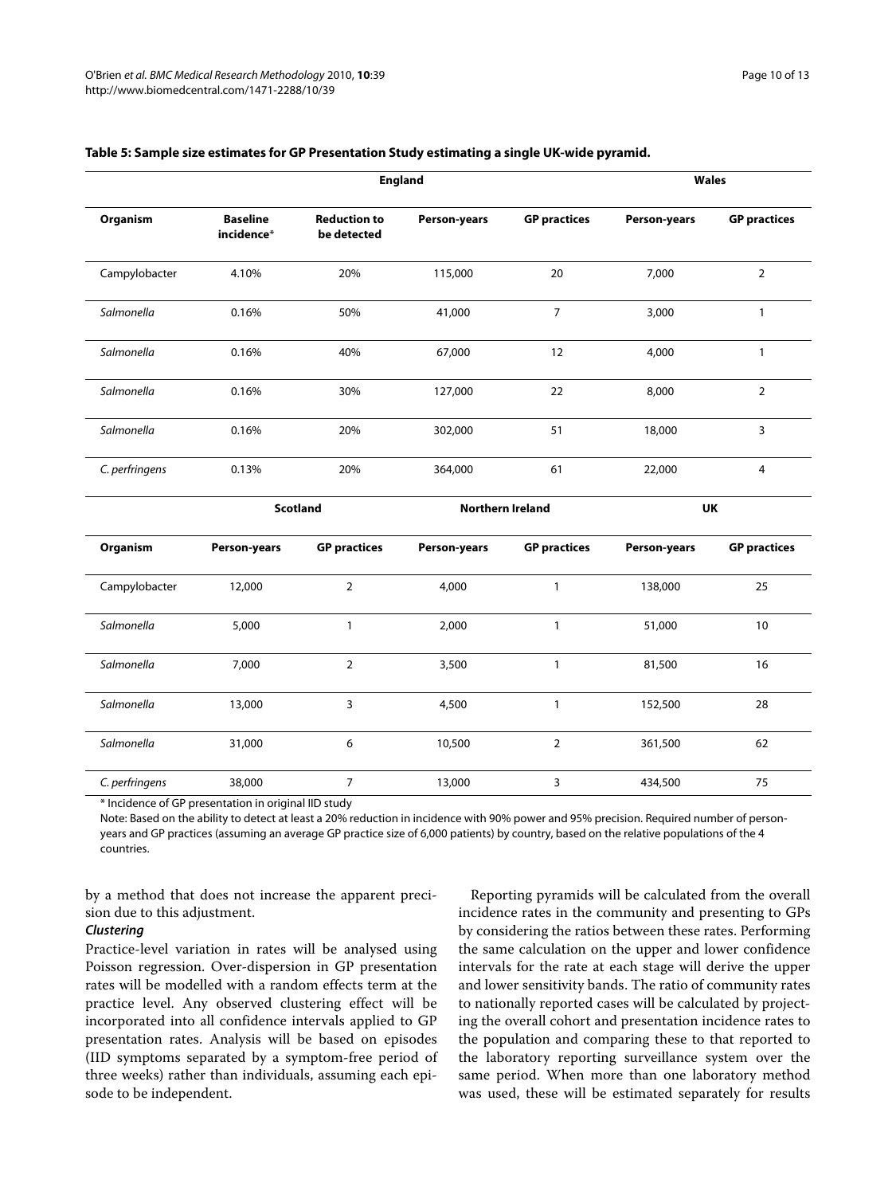**Table 5: Sample size estimates for GP Presentation Study estimating a single UK-wide pyramid.**

| | England | | | | Wales | |
|---|---|---|---|---|---|---|
| **Organism** | **Baseline incidence*** | **Reduction to be detected** | **Person-years** | **GP practices** | **Person-years** | **GP practices** |
| Campylobacter | 4.10% | 20% | 115,000 | 20 | 7,000 | 2 |
| *Salmonella* | 0.16% | 50% | 41,000 | 7 | 3,000 | 1 |
| *Salmonella* | 0.16% | 40% | 67,000 | 12 | 4,000 | 1 |
| *Salmonella* | 0.16% | 30% | 127,000 | 22 | 8,000 | 2 |
| *Salmonella* | 0.16% | 20% | 302,000 | 51 | 18,000 | 3 |
| *C. perfringens* | 0.13% | 20% | 364,000 | 61 | 22,000 | 4 |
| | **Scotland** | | **Northern Ireland** | | **UK** | |
| **Organism** | **Person-years** | **GP practices** | **Person-years** | **GP practices** | **Person-years** | **GP practices** |
| Campylobacter | 12,000 | 2 | 4,000 | 1 | 138,000 | 25 |
| *Salmonella* | 5,000 | 1 | 2,000 | 1 | 51,000 | 10 |
| *Salmonella* | 7,000 | 2 | 3,500 | 1 | 81,500 | 16 |
| *Salmonella* | 13,000 | 3 | 4,500 | 1 | 152,500 | 28 |
| *Salmonella* | 31,000 | 6 | 10,500 | 2 | 361,500 | 62 |
| *C. perfringens* | 38,000 | 7 | 13,000 | 3 | 434,500 | 75 |

* Incidence of GP presentation in original IID study

Note: Based on the ability to detect at least a 20% reduction in incidence with 90% power and 95% precision. Required number of person-years and GP practices (assuming an average GP practice size of 6,000 patients) by country, based on the relative populations of the 4 countries.

by a method that does not increase the apparent precision due to this adjustment.

#### *Clustering*

Practice-level variation in rates will be analysed using Poisson regression. Over-dispersion in GP presentation rates will be modelled with a random effects term at the practice level. Any observed clustering effect will be incorporated into all confidence intervals applied to GP presentation rates. Analysis will be based on episodes (IID symptoms separated by a symptom-free period of three weeks) rather than individuals, assuming each episode to be independent.

Reporting pyramids will be calculated from the overall incidence rates in the community and presenting to GPs by considering the ratios between these rates. Performing the same calculation on the upper and lower confidence intervals for the rate at each stage will derive the upper and lower sensitivity bands. The ratio of community rates to nationally reported cases will be calculated by projecting the overall cohort and presentation incidence rates to the population and comparing these to that reported to the laboratory reporting surveillance system over the same period. When more than one laboratory method was used, these will be estimated separately for results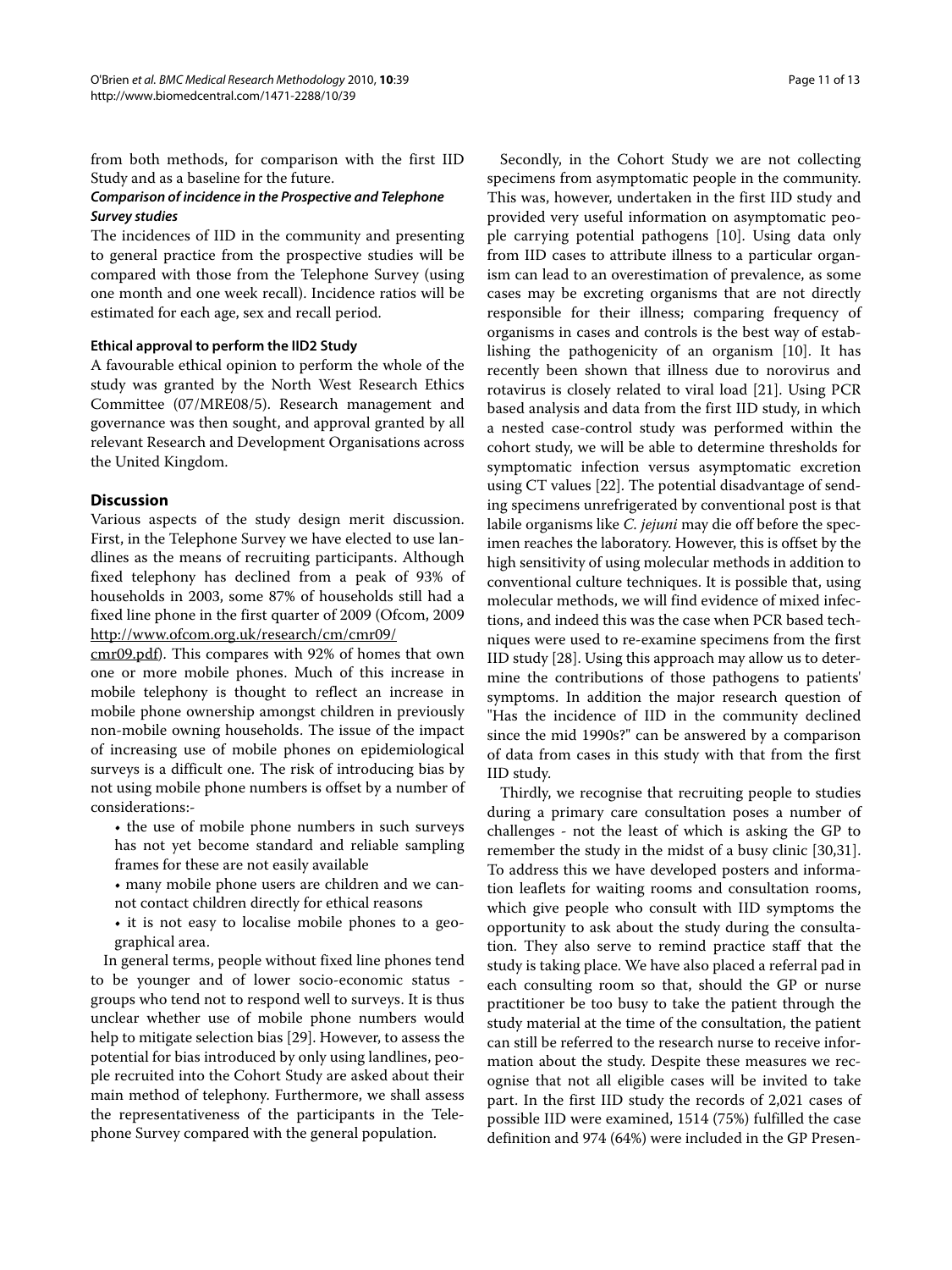from both methods, for comparison with the first IID Study and as a baseline for the future.

***Comparison of incidence in the Prospective and Telephone Survey studies***

The incidences of IID in the community and presenting to general practice from the prospective studies will be compared with those from the Telephone Survey (using one month and one week recall). Incidence ratios will be estimated for each age, sex and recall period.

### Ethical approval to perform the IID2 Study

A favourable ethical opinion to perform the whole of the study was granted by the North West Research Ethics Committee (07/MRE08/5). Research management and governance was then sought, and approval granted by all relevant Research and Development Organisations across the United Kingdom.

## Discussion

Various aspects of the study design merit discussion. First, in the Telephone Survey we have elected to use landlines as the means of recruiting participants. Although fixed telephony has declined from a peak of 93% of households in 2003, some 87% of households still had a fixed line phone in the first quarter of 2009 (Ofcom, 2009 http://www.ofcom.org.uk/research/cm/cmr09/cmr09.pdf). This compares with 92% of homes that own one or more mobile phones. Much of this increase in mobile telephony is thought to reflect an increase in mobile phone ownership amongst children in previously non-mobile owning households. The issue of the impact of increasing use of mobile phones on epidemiological surveys is a difficult one. The risk of introducing bias by not using mobile phone numbers is offset by a number of considerations:-

- the use of mobile phone numbers in such surveys has not yet become standard and reliable sampling frames for these are not easily available
- many mobile phone users are children and we cannot contact children directly for ethical reasons
- it is not easy to localise mobile phones to a geographical area.

In general terms, people without fixed line phones tend to be younger and of lower socio-economic status - groups who tend not to respond well to surveys. It is thus unclear whether use of mobile phone numbers would help to mitigate selection bias [29]. However, to assess the potential for bias introduced by only using landlines, people recruited into the Cohort Study are asked about their main method of telephony. Furthermore, we shall assess the representativeness of the participants in the Telephone Survey compared with the general population.

Secondly, in the Cohort Study we are not collecting specimens from asymptomatic people in the community. This was, however, undertaken in the first IID study and provided very useful information on asymptomatic people carrying potential pathogens [10]. Using data only from IID cases to attribute illness to a particular organism can lead to an overestimation of prevalence, as some cases may be excreting organisms that are not directly responsible for their illness; comparing frequency of organisms in cases and controls is the best way of establishing the pathogenicity of an organism [10]. It has recently been shown that illness due to norovirus and rotavirus is closely related to viral load [21]. Using PCR based analysis and data from the first IID study, in which a nested case-control study was performed within the cohort study, we will be able to determine thresholds for symptomatic infection versus asymptomatic excretion using CT values [22]. The potential disadvantage of sending specimens unrefrigerated by conventional post is that labile organisms like *C. jejuni* may die off before the specimen reaches the laboratory. However, this is offset by the high sensitivity of using molecular methods in addition to conventional culture techniques. It is possible that, using molecular methods, we will find evidence of mixed infections, and indeed this was the case when PCR based techniques were used to re-examine specimens from the first IID study [28]. Using this approach may allow us to determine the contributions of those pathogens to patients' symptoms. In addition the major research question of "Has the incidence of IID in the community declined since the mid 1990s?" can be answered by a comparison of data from cases in this study with that from the first IID study.

Thirdly, we recognise that recruiting people to studies during a primary care consultation poses a number of challenges - not the least of which is asking the GP to remember the study in the midst of a busy clinic [30,31]. To address this we have developed posters and information leaflets for waiting rooms and consultation rooms, which give people who consult with IID symptoms the opportunity to ask about the study during the consultation. They also serve to remind practice staff that the study is taking place. We have also placed a referral pad in each consulting room so that, should the GP or nurse practitioner be too busy to take the patient through the study material at the time of the consultation, the patient can still be referred to the research nurse to receive information about the study. Despite these measures we recognise that not all eligible cases will be invited to take part. In the first IID study the records of 2,021 cases of possible IID were examined, 1514 (75%) fulfilled the case definition and 974 (64%) were included in the GP Presen-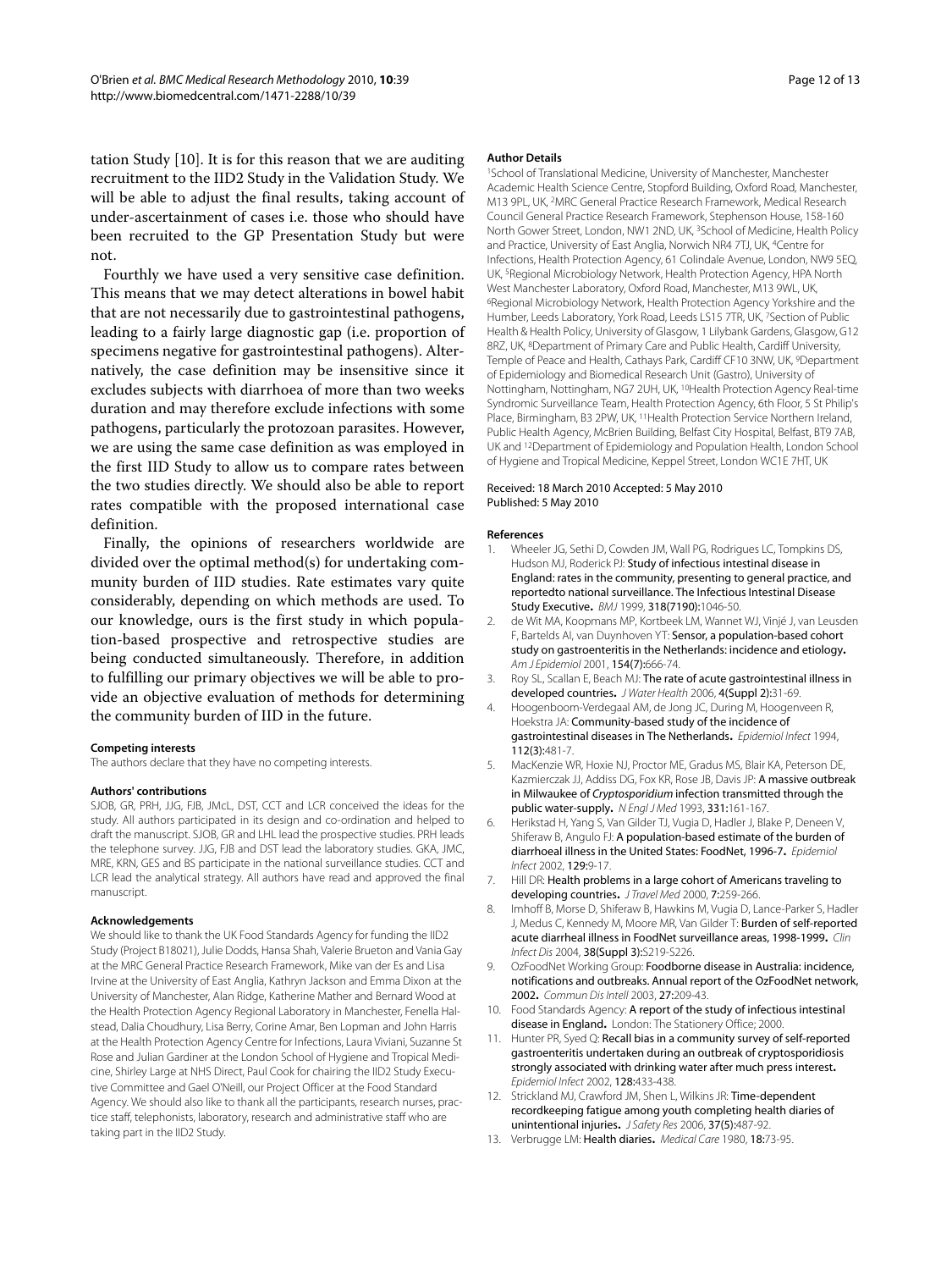tation Study [10]. It is for this reason that we are auditing recruitment to the IID2 Study in the Validation Study. We will be able to adjust the final results, taking account of under-ascertainment of cases i.e. those who should have been recruited to the GP Presentation Study but were not.

Fourthly we have used a very sensitive case definition. This means that we may detect alterations in bowel habit that are not necessarily due to gastrointestinal pathogens, leading to a fairly large diagnostic gap (i.e. proportion of specimens negative for gastrointestinal pathogens). Alternatively, the case definition may be insensitive since it excludes subjects with diarrhoea of more than two weeks duration and may therefore exclude infections with some pathogens, particularly the protozoan parasites. However, we are using the same case definition as was employed in the first IID Study to allow us to compare rates between the two studies directly. We should also be able to report rates compatible with the proposed international case definition.

Finally, the opinions of researchers worldwide are divided over the optimal method(s) for undertaking community burden of IID studies. Rate estimates vary quite considerably, depending on which methods are used. To our knowledge, ours is the first study in which population-based prospective and retrospective studies are being conducted simultaneously. Therefore, in addition to fulfilling our primary objectives we will be able to provide an objective evaluation of methods for determining the community burden of IID in the future.

#### Competing interests

The authors declare that they have no competing interests.

#### Authors' contributions

SJOB, GR, PRH, JJG, FJB, JMcL, DST, CCT and LCR conceived the ideas for the study. All authors participated in its design and co-ordination and helped to draft the manuscript. SJOB, GR and LHL lead the prospective studies. PRH leads the telephone survey. JJG, FJB and DST lead the laboratory studies. GKA, JMC, MRE, KRN, GES and BS participate in the national surveillance studies. CCT and LCR lead the analytical strategy. All authors have read and approved the final manuscript.

#### Acknowledgements

We should like to thank the UK Food Standards Agency for funding the IID2 Study (Project B18021), Julie Dodds, Hansa Shah, Valerie Brueton and Vania Gay at the MRC General Practice Research Framework, Mike van der Es and Lisa Irvine at the University of East Anglia, Kathryn Jackson and Emma Dixon at the University of Manchester, Alan Ridge, Katherine Mather and Bernard Wood at the Health Protection Agency Regional Laboratory in Manchester, Fenella Halstead, Dalia Choudhury, Lisa Berry, Corine Amar, Ben Lopman and John Harris at the Health Protection Agency Centre for Infections, Laura Viviani, Suzanne St Rose and Julian Gardiner at the London School of Hygiene and Tropical Medicine, Shirley Large at NHS Direct, Paul Cook for chairing the IID2 Study Executive Committee and Gael O'Neill, our Project Officer at the Food Standard Agency. We should also like to thank all the participants, research nurses, practice staff, telephonists, laboratory, research and administrative staff who are taking part in the IID2 Study.

#### Author Details

[1]School of Translational Medicine, University of Manchester, Manchester Academic Health Science Centre, Stopford Building, Oxford Road, Manchester, M13 9PL, UK, [2]MRC General Practice Research Framework, Medical Research Council General Practice Research Framework, Stephenson House, 158-160 North Gower Street, London, NW1 2ND, UK, [3]School of Medicine, Health Policy and Practice, University of East Anglia, Norwich NR4 7TJ, UK, [4]Centre for Infections, Health Protection Agency, 61 Colindale Avenue, London, NW9 5EQ, UK, [5]Regional Microbiology Network, Health Protection Agency, HPA North West Manchester Laboratory, Oxford Road, Manchester, M13 9WL, UK, [6]Regional Microbiology Network, Health Protection Agency Yorkshire and the Humber, Leeds Laboratory, York Road, Leeds LS15 7TR, UK, [7]Section of Public Health & Health Policy, University of Glasgow, 1 Lilybank Gardens, Glasgow, G12 8RZ, UK, [8]Department of Primary Care and Public Health, Cardiff University, Temple of Peace and Health, Cathays Park, Cardiff CF10 3NW, UK, [9]Department of Epidemiology and Biomedical Research Unit (Gastro), University of Nottingham, Nottingham, NG7 2UH, UK, [10]Health Protection Agency Real-time Syndromic Surveillance Team, Health Protection Agency, 6th Floor, 5 St Philip's Place, Birmingham, B3 2PW, UK, [11]Health Protection Service Northern Ireland, Public Health Agency, McBrien Building, Belfast City Hospital, Belfast, BT9 7AB, UK and [12]Department of Epidemiology and Population Health, London School of Hygiene and Tropical Medicine, Keppel Street, London WC1E 7HT, UK

Received: 18 March 2010 Accepted: 5 May 2010
Published: 5 May 2010

#### References

1. Wheeler JG, Sethi D, Cowden JM, Wall PG, Rodrigues LC, Tompkins DS, Hudson MJ, Roderick PJ: **Study of infectious intestinal disease in England: rates in the community, presenting to general practice, and reportedto national surveillance. The Infectious Intestinal Disease Study Executive.** *BMJ* 1999, **318(7190)**:1046-50.
2. de Wit MA, Koopmans MP, Kortbeek LM, Wannet WJ, Vinjé J, van Leusden F, Bartelds AI, van Duynhoven YT: **Sensor, a population-based cohort study on gastroenteritis in the Netherlands: incidence and etiology.** *Am J Epidemiol* 2001, **154(7)**:666-74.
3. Roy SL, Scallan E, Beach MJ: **The rate of acute gastrointestinal illness in developed countries.** *J Water Health* 2006, **4(Suppl 2)**:31-69.
4. Hoogenboom-Verdegaal AM, de Jong JC, During M, Hoogenveen R, Hoekstra JA: **Community-based study of the incidence of gastrointestinal diseases in The Netherlands.** *Epidemiol Infect* 1994, **112(3)**:481-7.
5. MacKenzie WR, Hoxie NJ, Proctor ME, Gradus MS, Blair KA, Peterson DE, Kazmierczak JJ, Addiss DG, Fox KR, Rose JB, Davis JP: **A massive outbreak in Milwaukee of *Cryptosporidium* infection transmitted through the public water-supply.** *N Engl J Med* 1993, **331**:161-167.
6. Herikstad H, Yang S, Van Gilder TJ, Vugia D, Hadler J, Blake P, Deneen V, Shiferaw B, Angulo FJ: **A population-based estimate of the burden of diarrhoeal illness in the United States: FoodNet, 1996-7.** *Epidemiol Infect* 2002, **129**:9-17.
7. Hill DR: **Health problems in a large cohort of Americans traveling to developing countries.** *J Travel Med* 2000, **7**:259-266.
8. Imhoff B, Morse D, Shiferaw B, Hawkins M, Vugia D, Lance-Parker S, Hadler J, Medus C, Kennedy M, Moore MR, Van Gilder T: **Burden of self-reported acute diarrheal illness in FoodNet surveillance areas, 1998-1999.** *Clin Infect Dis* 2004, **38(Suppl 3)**:S219-S226.
9. OzFoodNet Working Group: **Foodborne disease in Australia: incidence, notifications and outbreaks. Annual report of the OzFoodNet network, 2002.** *Commun Dis Intell* 2003, **27**:209-43.
10. Food Standards Agency: **A report of the study of infectious intestinal disease in England.** London: The Stationery Office; 2000.
11. Hunter PR, Syed Q: **Recall bias in a community survey of self-reported gastroenteritis undertaken during an outbreak of cryptosporidiosis strongly associated with drinking water after much press interest.** *Epidemiol Infect* 2002, **128**:433-438.
12. Strickland MJ, Crawford JM, Shen L, Wilkins JR: **Time-dependent recordkeeping fatigue among youth completing health diaries of unintentional injuries.** *J Safety Res* 2006, **37(5)**:487-92.
13. Verbrugge LM: **Health diaries.** *Medical Care* 1980, **18**:73-95.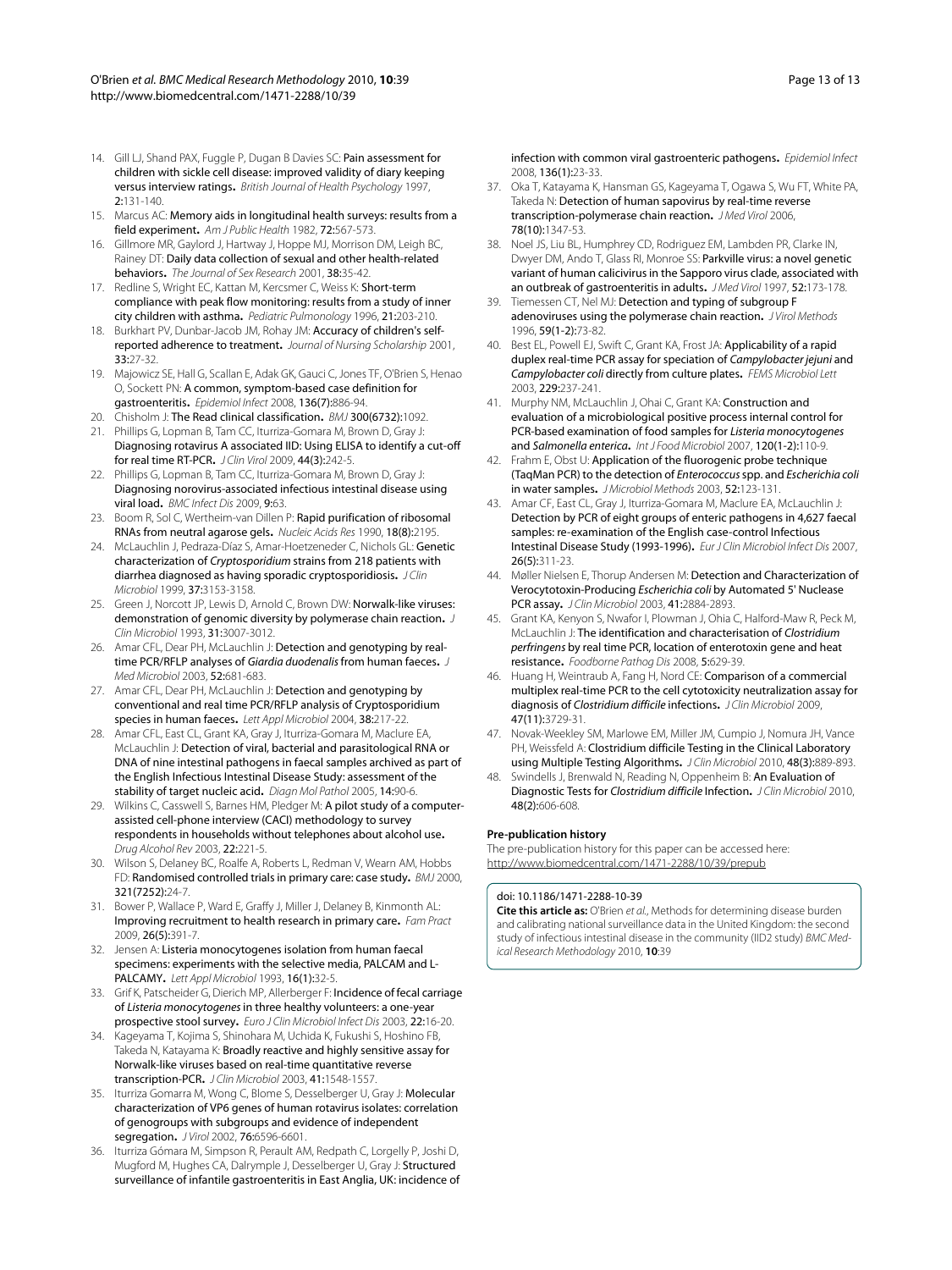14. Gill LJ, Shand PAX, Fuggle P, Dugan B Davies SC: **Pain assessment for children with sickle cell disease: improved validity of diary keeping versus interview ratings.** *British Journal of Health Psychology* 1997, **2**:131-140.
15. Marcus AC: **Memory aids in longitudinal health surveys: results from a field experiment.** *Am J Public Health* 1982, **72**:567-573.
16. Gillmore MR, Gaylord J, Hartway J, Hoppe MJ, Morrison DM, Leigh BC, Rainey DT: **Daily data collection of sexual and other health-related behaviors.** *The Journal of Sex Research* 2001, **38**:35-42.
17. Redline S, Wright EC, Kattan M, Kercsmer C, Weiss K: **Short-term compliance with peak flow monitoring: results from a study of inner city children with asthma.** *Pediatric Pulmonology* 1996, **21**:203-210.
18. Burkhart PV, Dunbar-Jacob JM, Rohay JM: **Accuracy of children's self-reported adherence to treatment.** *Journal of Nursing Scholarship* 2001, **33**:27-32.
19. Majowicz SE, Hall G, Scallan E, Adak GK, Gauci C, Jones TF, O'Brien S, Henao O, Sockett PN: **A common, symptom-based case definition for gastroenteritis.** *Epidemiol Infect* 2008, **136(7)**:886-94.
20. Chisholm J: **The Read clinical classification.** *BMJ* **300(6732)**:1092.
21. Phillips G, Lopman B, Tam CC, Iturriza-Gomara M, Brown D, Gray J: **Diagnosing rotavirus A associated IID: Using ELISA to identify a cut-off for real time RT-PCR.** *J Clin Virol* 2009, **44(3)**:242-5.
22. Phillips G, Lopman B, Tam CC, Iturriza-Gomara M, Brown D, Gray J: **Diagnosing norovirus-associated infectious intestinal disease using viral load.** *BMC Infect Dis* 2009, **9**:63.
23. Boom R, Sol C, Wertheim-van Dillen P: **Rapid purification of ribosomal RNAs from neutral agarose gels.** *Nucleic Acids Res* 1990, **18(8)**:2195.
24. McLauchlin J, Pedraza-Díaz S, Amar-Hoetzeneder C, Nichols GL: **Genetic characterization of *Cryptosporidium* strains from 218 patients with diarrhea diagnosed as having sporadic cryptosporidiosis.** *J Clin Microbiol* 1999, **37**:3153-3158.
25. Green J, Norcott JP, Lewis D, Arnold C, Brown DW: **Norwalk-like viruses: demonstration of genomic diversity by polymerase chain reaction.** *J Clin Microbiol* 1993, **31**:3007-3012.
26. Amar CFL, Dear PH, McLauchlin J: **Detection and genotyping by real-time PCR/RFLP analyses of *Giardia duodenalis* from human faeces.** *J Med Microbiol* 2003, **52**:681-683.
27. Amar CFL, Dear PH, McLauchlin J: **Detection and genotyping by conventional and real time PCR/RFLP analysis of Cryptosporidium species in human faeces.** *Lett Appl Microbiol* 2004, **38**:217-22.
28. Amar CFL, East CL, Grant KA, Gray J, Iturriza-Gomara M, Maclure EA, McLauchlin J: **Detection of viral, bacterial and parasitological RNA or DNA of nine intestinal pathogens in faecal samples archived as part of the English Infectious Intestinal Disease Study: assessment of the stability of target nucleic acid.** *Diagn Mol Pathol* 2005, **14**:90-6.
29. Wilkins C, Casswell S, Barnes HM, Pledger M: **A pilot study of a computer-assisted cell-phone interview (CACI) methodology to survey respondents in households without telephones about alcohol use.** *Drug Alcohol Rev* 2003, **22**:221-5.
30. Wilson S, Delaney BC, Roalfe A, Roberts L, Redman V, Wearn AM, Hobbs FD: **Randomised controlled trials in primary care: case study.** *BMJ* 2000, **321(7252)**:24-7.
31. Bower P, Wallace P, Ward E, Graffy J, Miller J, Delaney B, Kinmonth AL: **Improving recruitment to health research in primary care.** *Fam Pract* 2009, **26(5)**:391-7.
32. Jensen A: **Listeria monocytogenes isolation from human faecal specimens: experiments with the selective media, PALCAM and L-PALCAMY.** *Lett Appl Microbiol* 1993, **16(1)**:32-5.
33. Grif K, Patscheider G, Dierich MP, Allerberger F: **Incidence of fecal carriage of *Listeria monocytogenes* in three healthy volunteers: a one-year prospective stool survey.** *Euro J Clin Microbiol Infect Dis* 2003, **22**:16-20.
34. Kageyama T, Kojima S, Shinohara M, Uchida K, Fukushi S, Hoshino FB, Takeda N, Katayama K: **Broadly reactive and highly sensitive assay for Norwalk-like viruses based on real-time quantitative reverse transcription-PCR.** *J Clin Microbiol* 2003, **41**:1548-1557.
35. Iturriza Gomarra M, Wong C, Blome S, Desselberger U, Gray J: **Molecular characterization of VP6 genes of human rotavirus isolates: correlation of genogroups with subgroups and evidence of independent segregation.** *J Virol* 2002, **76**:6596-6601.
36. Iturriza Gómara M, Simpson R, Perault AM, Redpath C, Lorgelly P, Joshi D, Mugford M, Hughes CA, Dalrymple J, Desselberger U, Gray J: **Structured surveillance of infantile gastroenteritis in East Anglia, UK: incidence of infection with common viral gastroenteric pathogens.** *Epidemiol Infect* 2008, **136(1)**:23-33.
37. Oka T, Katayama K, Hansman GS, Kageyama T, Ogawa S, Wu FT, White PA, Takeda N: **Detection of human sapovirus by real-time reverse transcription-polymerase chain reaction.** *J Med Virol* 2006, **78(10)**:1347-53.
38. Noel JS, Liu BL, Humphrey CD, Rodriguez EM, Lambden PR, Clarke IN, Dwyer DM, Ando T, Glass RI, Monroe SS: **Parkville virus: a novel genetic variant of human calicivirus in the Sapporo virus clade, associated with an outbreak of gastroenteritis in adults.** *J Med Virol* 1997, **52**:173-178.
39. Tiemessen CT, Nel MJ: **Detection and typing of subgroup F adenoviruses using the polymerase chain reaction.** *J Virol Methods* 1996, **59(1-2)**:73-82.
40. Best EL, Powell EJ, Swift C, Grant KA, Frost JA: **Applicability of a rapid duplex real-time PCR assay for speciation of *Campylobacter jejuni* and *Campylobacter coli* directly from culture plates.** *FEMS Microbiol Lett* 2003, **229**:237-241.
41. Murphy NM, McLauchlin J, Ohai C, Grant KA: **Construction and evaluation of a microbiological positive process internal control for PCR-based examination of food samples for *Listeria monocytogenes* and *Salmonella enterica*.** *Int J Food Microbiol* 2007, **120(1-2)**:110-9.
42. Frahm E, Obst U: **Application of the fluorogenic probe technique (TaqMan PCR) to the detection of *Enterococcus* spp. and *Escherichia coli* in water samples.** *J Microbiol Methods* 2003, **52**:123-131.
43. Amar CF, East CL, Gray J, Iturriza-Gomara M, Maclure EA, McLauchlin J: **Detection by PCR of eight groups of enteric pathogens in 4,627 faecal samples: re-examination of the English case-control Infectious Intestinal Disease Study (1993-1996).** *Eur J Clin Microbiol Infect Dis* 2007, **26(5)**:311-23.
44. Møller Nielsen E, Thorup Andersen M: **Detection and Characterization of Verocytotoxin-Producing *Escherichia coli* by Automated 5' Nuclease PCR assay.** *J Clin Microbiol* 2003, **41**:2884-2893.
45. Grant KA, Kenyon S, Nwafor I, Plowman J, Ohia C, Halford-Maw R, Peck M, McLauchlin J: **The identification and characterisation of *Clostridium perfringens* by real time PCR, location of enterotoxin gene and heat resistance.** *Foodborne Pathog Dis* 2008, **5**:629-39.
46. Huang H, Weintraub A, Fang H, Nord CE: **Comparison of a commercial multiplex real-time PCR to the cell cytotoxicity neutralization assay for diagnosis of *Clostridium difficile* infections.** *J Clin Microbiol* 2009, **47(11)**:3729-31.
47. Novak-Weekley SM, Marlowe EM, Miller JM, Cumpio J, Nomura JH, Vance PH, Weissfeld A: **Clostridium difficile Testing in the Clinical Laboratory using Multiple Testing Algorithms.** *J Clin Microbiol* 2010, **48(3)**:889-893.
48. Swindells J, Brenwald N, Reading N, Oppenheim B: **An Evaluation of Diagnostic Tests for *Clostridium difficile* Infection.** *J Clin Microbiol* 2010, **48(2)**:606-608.

## Pre-publication history

The pre-publication history for this paper can be accessed here:
http://www.biomedcentral.com/1471-2288/10/39/prepub

doi: 10.1186/1471-2288-10-39

**Cite this article as:** O'Brien *et al.*, Methods for determining disease burden and calibrating national surveillance data in the United Kingdom: the second study of infectious intestinal disease in the community (IID2 study) *BMC Medical Research Methodology* 2010, **10**:39